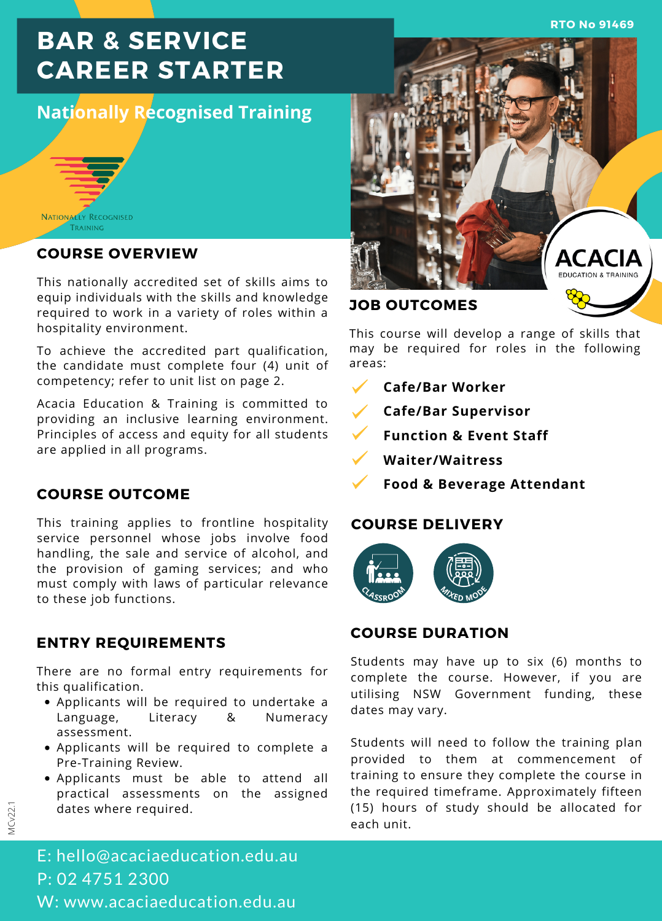RTO No 91469

# BAR & SERVICE CAREER STARTER

## Nationally Recognised Training

Nationally Recognised Training

## COURSE OVERVIEW

This nationally accredited set of skills aims to equip individuals with the skills and knowledge required to work in a variety of roles within a hospitality environment.

To achieve the accredited part qualification, the candidate must complete four (4) unit of competency; refer to unit list on page 2.

Acacia Education & Training is committed to providing an inclusive learning environment. Principles of access and equity for all students are applied in all programs.

## COURSE OUTCOME

This training applies to frontline hospitality service personnel whose jobs involve food handling, the sale and service of alcohol, and the provision of gaming services; and who must comply with laws of particular relevance to these job functions.

## ENTRY REQUIREMENTS

There are no formal entry requirements for this qualification.

- Applicants will be required to undertake a Language, Literacy & Numeracy assessment.
- Applicants will be required to complete a Pre-Training Review.
- Applicants must be able to attend all practical assessments on the assigned dates where required.

ACACIA EDUCATION & TRAINING

## JOB OUTCOMES

This course will develop a range of skills that may be required for roles in the following areas:

- **Cafe/Bar Worker**
- **Cafe/Bar Supervisor**
- **Function & Event Staff**
- **Waiter/Waitress**
- **Food & Beverage Attendant**

## COURSE DELIVERY

Classroom

Mixed Mode

## COURSE DURATION

Students may have up to six (6) months to complete the course. However, if you are utilising NSW Government funding, these dates may vary.

Students will need to follow the training plan provided to them at commencement of training to ensure they complete the course in the required timeframe. Approximately fifteen (15) hours of study should be allocated for each unit.

E: hello@acaciaeducation.edu.au
P: 02 4751 2300
W: www.acaciaeducation.edu.au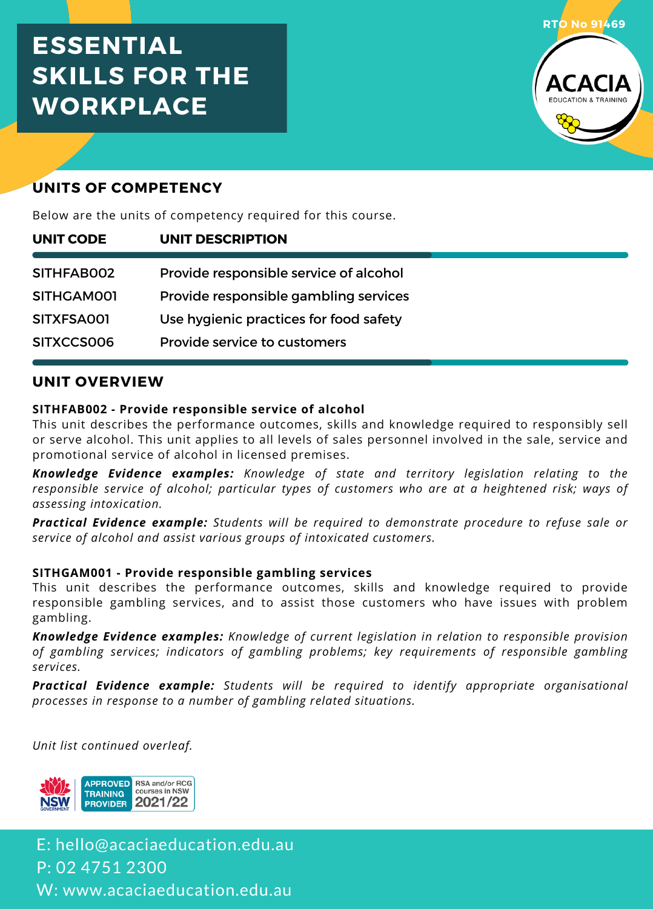# ESSENTIAL SKILLS FOR THE WORKPLACE

RTO No 91469

## UNITS OF COMPETENCY

Below are the units of competency required for this course.

| UNIT CODE | UNIT DESCRIPTION |
|---|---|
| SITHFAB002 | Provide responsible service of alcohol |
| SITHGAM001 | Provide responsible gambling services |
| SITXFSA001 | Use hygienic practices for food safety |
| SITXCCS006 | Provide service to customers |

## UNIT OVERVIEW

**SITHFAB002 - Provide responsible service of alcohol**

This unit describes the performance outcomes, skills and knowledge required to responsibly sell or serve alcohol. This unit applies to all levels of sales personnel involved in the sale, service and promotional service of alcohol in licensed premises.

***Knowledge Evidence examples:*** *Knowledge of state and territory legislation relating to the responsible service of alcohol; particular types of customers who are at a heightened risk; ways of assessing intoxication.*

***Practical Evidence example:*** *Students will be required to demonstrate procedure to refuse sale or service of alcohol and assist various groups of intoxicated customers.*

**SITHGAM001 - Provide responsible gambling services**

This unit describes the performance outcomes, skills and knowledge required to provide responsible gambling services, and to assist those customers who have issues with problem gambling.

***Knowledge Evidence examples:*** *Knowledge of current legislation in relation to responsible provision of gambling services; indicators of gambling problems; key requirements of responsible gambling services.*

***Practical Evidence example:*** *Students will be required to identify appropriate organisational processes in response to a number of gambling related situations.*

*Unit list continued overleaf.*

NSW GOVERNMENT — APPROVED TRAINING PROVIDER — RSA and/or RCG courses in NSW 2021/22

E: hello@acaciaeducation.edu.au
P: 02 4751 2300
W: www.acaciaeducation.edu.au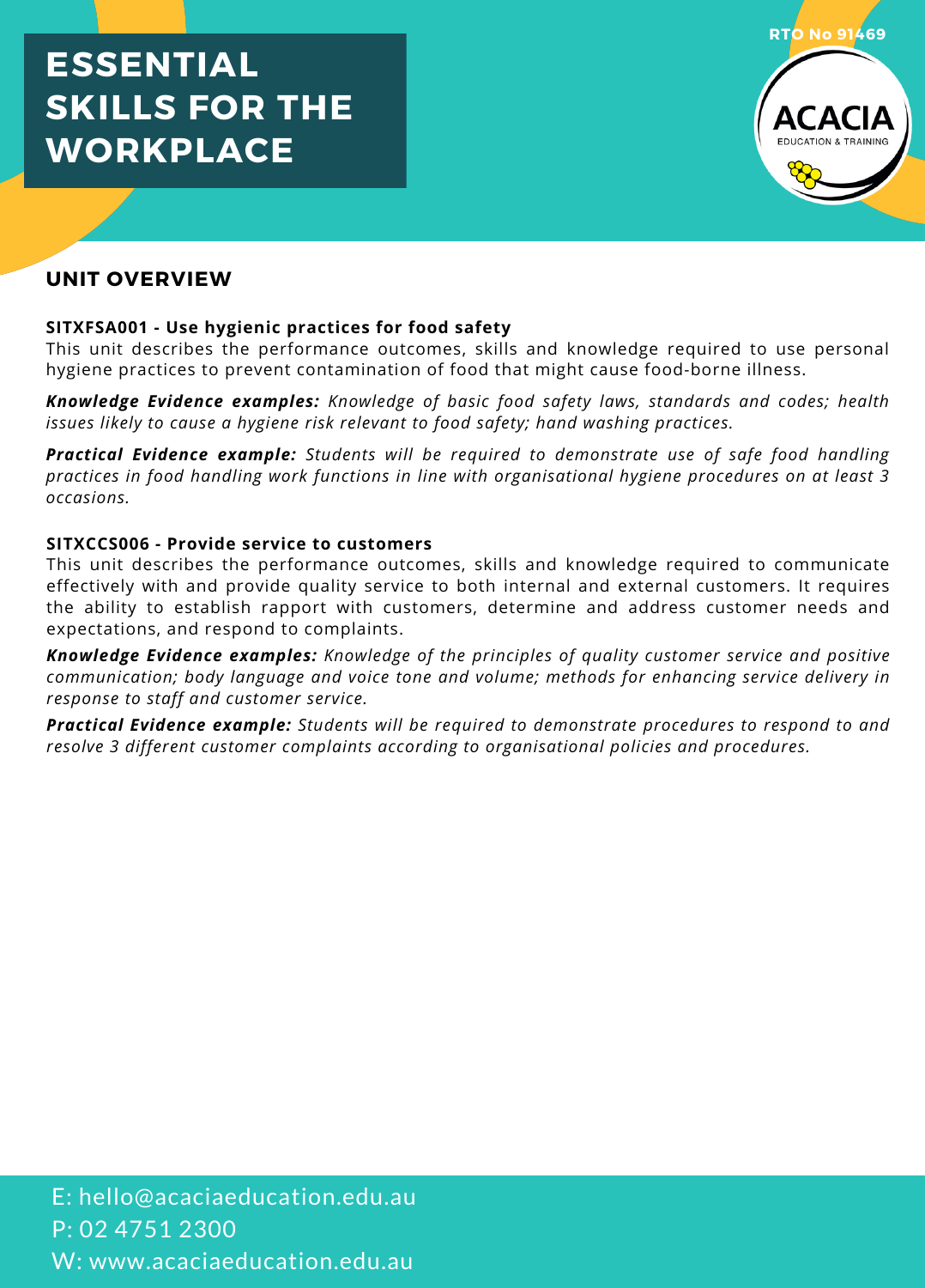# ESSENTIAL SKILLS FOR THE WORKPLACE

RTO No 91469

## UNIT OVERVIEW

**SITXFSA001 - Use hygienic practices for food safety**
This unit describes the performance outcomes, skills and knowledge required to use personal hygiene practices to prevent contamination of food that might cause food-borne illness.

***Knowledge Evidence examples:*** *Knowledge of basic food safety laws, standards and codes; health issues likely to cause a hygiene risk relevant to food safety; hand washing practices.*

***Practical Evidence example:*** *Students will be required to demonstrate use of safe food handling practices in food handling work functions in line with organisational hygiene procedures on at least 3 occasions.*

**SITXCCS006 - Provide service to customers**
This unit describes the performance outcomes, skills and knowledge required to communicate effectively with and provide quality service to both internal and external customers. It requires the ability to establish rapport with customers, determine and address customer needs and expectations, and respond to complaints.

***Knowledge Evidence examples:*** *Knowledge of the principles of quality customer service and positive communication; body language and voice tone and volume; methods for enhancing service delivery in response to staff and customer service.*

***Practical Evidence example:*** *Students will be required to demonstrate procedures to respond to and resolve 3 different customer complaints according to organisational policies and procedures.*

E: hello@acaciaeducation.edu.au
P: 02 4751 2300
W: www.acaciaeducation.edu.au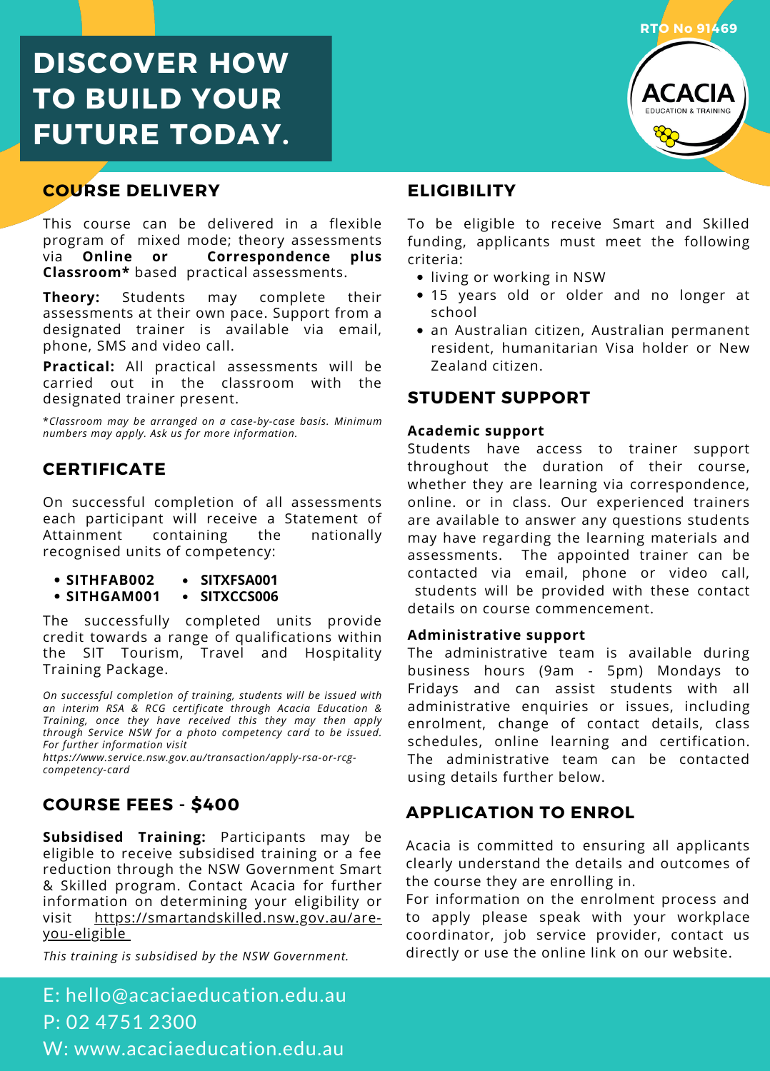# DISCOVER HOW TO BUILD YOUR FUTURE TODAY.

RTO No 91469

ACACIA EDUCATION & TRAINING

## COURSE DELIVERY

This course can be delivered in a flexible program of mixed mode; theory assessments via **Online or Correspondence plus Classroom*** based practical assessments.

**Theory:** Students may complete their assessments at their own pace. Support from a designated trainer is available via email, phone, SMS and video call.

**Practical:** All practical assessments will be carried out in the classroom with the designated trainer present.

*\*Classroom may be arranged on a case-by-case basis. Minimum numbers may apply. Ask us for more information.*

## CERTIFICATE

On successful completion of all assessments each participant will receive a Statement of Attainment containing the nationally recognised units of competency:

- **SITHFAB002**
- **SITHGAM001**
- **SITXFSA001**
- **SITXCCS006**

The successfully completed units provide credit towards a range of qualifications within the SIT Tourism, Travel and Hospitality Training Package.

*On successful completion of training, students will be issued with an interim RSA & RCG certificate through Acacia Education & Training, once they have received this they may then apply through Service NSW for a photo competency card to be issued. For further information visit https://www.service.nsw.gov.au/transaction/apply-rsa-or-rcg-competency-card*

## COURSE FEES - $400

**Subsidised Training:** Participants may be eligible to receive subsidised training or a fee reduction through the NSW Government Smart & Skilled program. Contact Acacia for further information on determining your eligibility or visit https://smartandskilled.nsw.gov.au/are-you-eligible

*This training is subsidised by the NSW Government.*

## ELIGIBILITY

To be eligible to receive Smart and Skilled funding, applicants must meet the following criteria:

- living or working in NSW
- 15 years old or older and no longer at school
- an Australian citizen, Australian permanent resident, humanitarian Visa holder or New Zealand citizen.

## STUDENT SUPPORT

### Academic support

Students have access to trainer support throughout the duration of their course, whether they are learning via correspondence, online. or in class. Our experienced trainers are available to answer any questions students may have regarding the learning materials and assessments. The appointed trainer can be contacted via email, phone or video call, students will be provided with these contact details on course commencement.

### Administrative support

The administrative team is available during business hours (9am - 5pm) Mondays to Fridays and can assist students with all administrative enquiries or issues, including enrolment, change of contact details, class schedules, online learning and certification. The administrative team can be contacted using details further below.

## APPLICATION TO ENROL

Acacia is committed to ensuring all applicants clearly understand the details and outcomes of the course they are enrolling in.
For information on the enrolment process and to apply please speak with your workplace coordinator, job service provider, contact us directly or use the online link on our website.

E: hello@acaciaeducation.edu.au
P: 02 4751 2300
W: www.acaciaeducation.edu.au